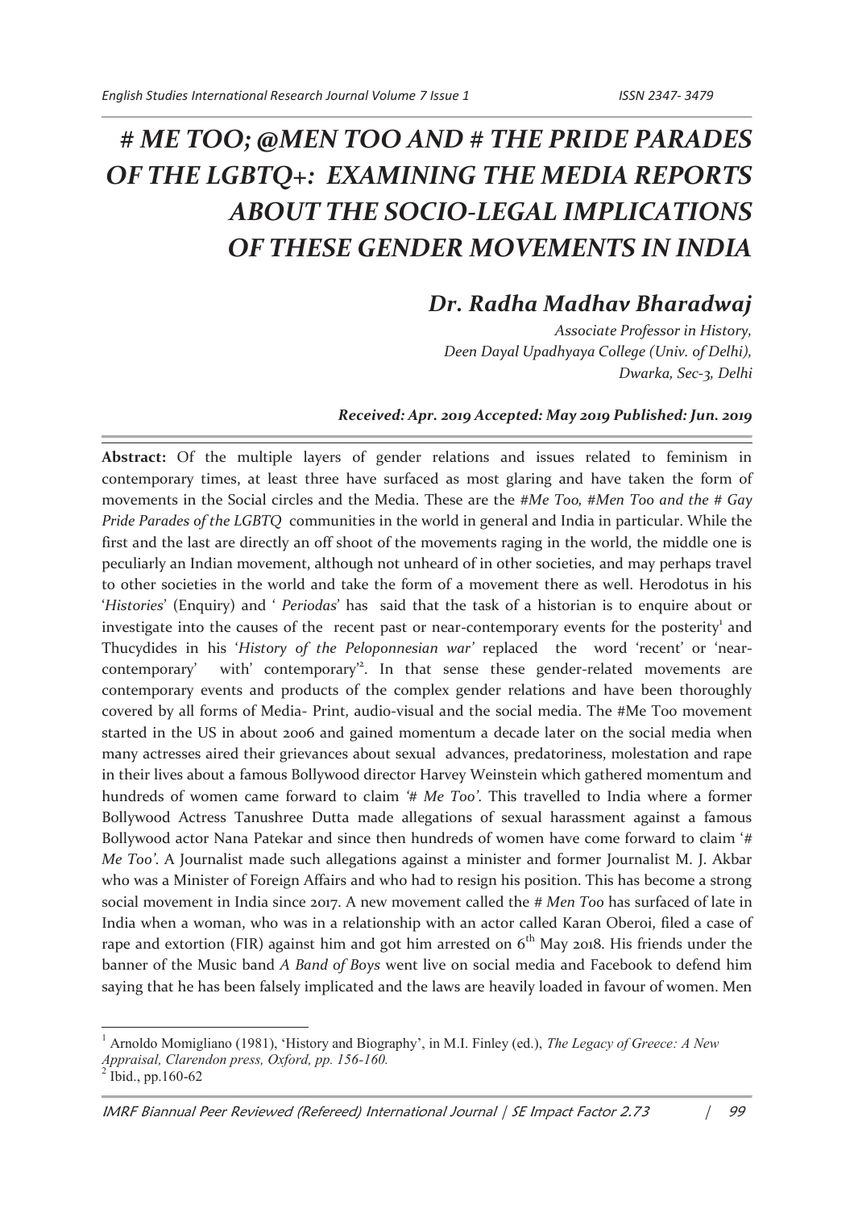# # ME TOO; @MEN TOO AND # THE PRIDE PARADES OF THE LGBTQ+: EXAMINING THE MEDIA REPORTS ABOUT THE SOCIO-LEGAL IMPLICATIONS OF THESE GENDER MOVEMENTS IN INDIA

## *Dr. Radha Madhav Bharadwaj*

*Associate Professor in History,*
*Deen Dayal Upadhyaya College (Univ. of Delhi),*
*Dwarka, Sec-3, Delhi*

***Received: Apr. 2019 Accepted: May 2019 Published: Jun. 2019***

---

**Abstract:** Of the multiple layers of gender relations and issues related to feminism in contemporary times, at least three have surfaced as most glaring and have taken the form of movements in the Social circles and the Media. These are the *#Me Too, #Men Too and the # Gay Pride Parades of the LGBTQ* communities in the world in general and India in particular. While the first and the last are directly an off shoot of the movements raging in the world, the middle one is peculiarly an Indian movement, although not unheard of in other societies, and may perhaps travel to other societies in the world and take the form of a movement there as well. Herodotus in his '*Histories*' (Enquiry) and ' *Periodas*' has said that the task of a historian is to enquire about or investigate into the causes of the recent past or near-contemporary events for the posterity[1] and Thucydides in his '*History of the Peloponnesian war'* replaced the word 'recent' or 'near-contemporary' with' contemporary'[2]. In that sense these gender-related movements are contemporary events and products of the complex gender relations and have been thoroughly covered by all forms of Media- Print, audio-visual and the social media. The #Me Too movement started in the US in about 2006 and gained momentum a decade later on the social media when many actresses aired their grievances about sexual advances, predatoriness, molestation and rape in their lives about a famous Bollywood director Harvey Weinstein which gathered momentum and hundreds of women came forward to claim *'# Me Too'*. This travelled to India where a former Bollywood Actress Tanushree Dutta made allegations of sexual harassment against a famous Bollywood actor Nana Patekar and since then hundreds of women have come forward to claim '*# Me Too'*. A Journalist made such allegations against a minister and former Journalist M. J. Akbar who was a Minister of Foreign Affairs and who had to resign his position. This has become a strong social movement in India since 2017. A new movement called the *# Men Too* has surfaced of late in India when a woman, who was in a relationship with an actor called Karan Oberoi, filed a case of rape and extortion (FIR) against him and got him arrested on 6th May 2018. His friends under the banner of the Music band *A Band of Boys* went live on social media and Facebook to defend him saying that he has been falsely implicated and the laws are heavily loaded in favour of women. Men

---

[1] Arnoldo Momigliano (1981), 'History and Biography', in M.I. Finley (ed.), *The Legacy of Greece: A New Appraisal, Clarendon press, Oxford, pp. 156-160.*

[2] Ibid., pp.160-62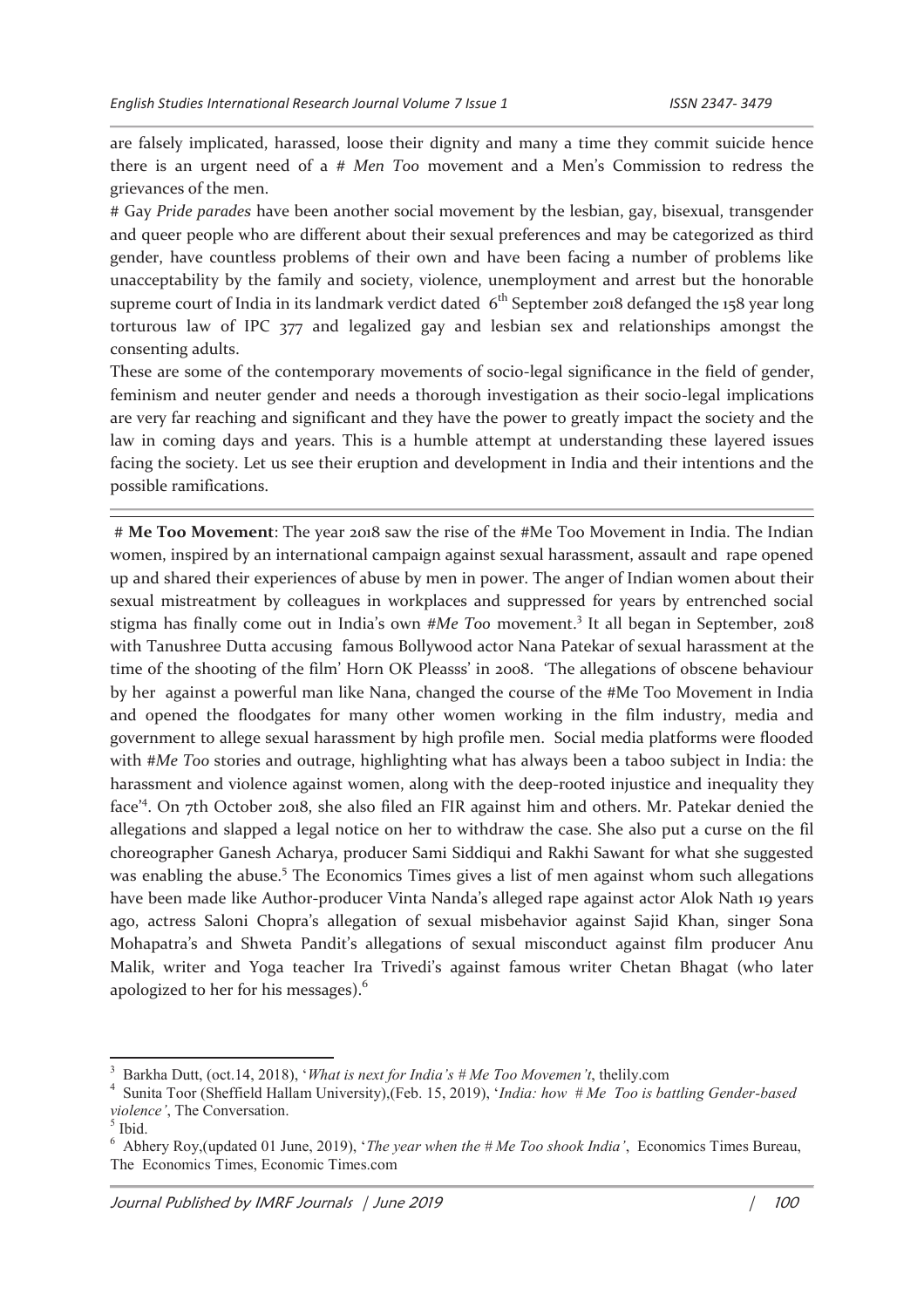are falsely implicated, harassed, loose their dignity and many a time they commit suicide hence there is an urgent need of a # *Men Too* movement and a Men's Commission to redress the grievances of the men.

# Gay *Pride parades* have been another social movement by the lesbian, gay, bisexual, transgender and queer people who are different about their sexual preferences and may be categorized as third gender, have countless problems of their own and have been facing a number of problems like unacceptability by the family and society, violence, unemployment and arrest but the honorable supreme court of India in its landmark verdict dated 6th September 2018 defanged the 158 year long torturous law of IPC 377 and legalized gay and lesbian sex and relationships amongst the consenting adults.

These are some of the contemporary movements of socio-legal significance in the field of gender, feminism and neuter gender and needs a thorough investigation as their socio-legal implications are very far reaching and significant and they have the power to greatly impact the society and the law in coming days and years. This is a humble attempt at understanding these layered issues facing the society. Let us see their eruption and development in India and their intentions and the possible ramifications.

---

# **Me Too Movement**: The year 2018 saw the rise of the #Me Too Movement in India. The Indian women, inspired by an international campaign against sexual harassment, assault and rape opened up and shared their experiences of abuse by men in power. The anger of Indian women about their sexual mistreatment by colleagues in workplaces and suppressed for years by entrenched social stigma has finally come out in India's own #*Me Too* movement.[3] It all began in September, 2018 with Tanushree Dutta accusing famous Bollywood actor Nana Patekar of sexual harassment at the time of the shooting of the film' Horn OK Pleasss' in 2008. 'The allegations of obscene behaviour by her against a powerful man like Nana, changed the course of the #Me Too Movement in India and opened the floodgates for many other women working in the film industry, media and government to allege sexual harassment by high profile men. Social media platforms were flooded with #*Me Too* stories and outrage, highlighting what has always been a taboo subject in India: the harassment and violence against women, along with the deep-rooted injustice and inequality they face'[4]. On 7th October 2018, she also filed an FIR against him and others. Mr. Patekar denied the allegations and slapped a legal notice on her to withdraw the case. She also put a curse on the fil choreographer Ganesh Acharya, producer Sami Siddiqui and Rakhi Sawant for what she suggested was enabling the abuse.[5] The Economics Times gives a list of men against whom such allegations have been made like Author-producer Vinta Nanda's alleged rape against actor Alok Nath 19 years ago, actress Saloni Chopra's allegation of sexual misbehavior against Sajid Khan, singer Sona Mohapatra's and Shweta Pandit's allegations of sexual misconduct against film producer Anu Malik, writer and Yoga teacher Ira Trivedi's against famous writer Chetan Bhagat (who later apologized to her for his messages).[6]

---

[3] Barkha Dutt, (oct.14, 2018), '*What is next for India's # Me Too Movemen't*, thelily.com

[4] Sunita Toor (Sheffield Hallam University),(Feb. 15, 2019), '*India: how # Me Too is battling Gender-based violence'*, The Conversation.

[5] Ibid.

[6] Abhery Roy,(updated 01 June, 2019), '*The year when the # Me Too shook India'*, Economics Times Bureau, The Economics Times, Economic Times.com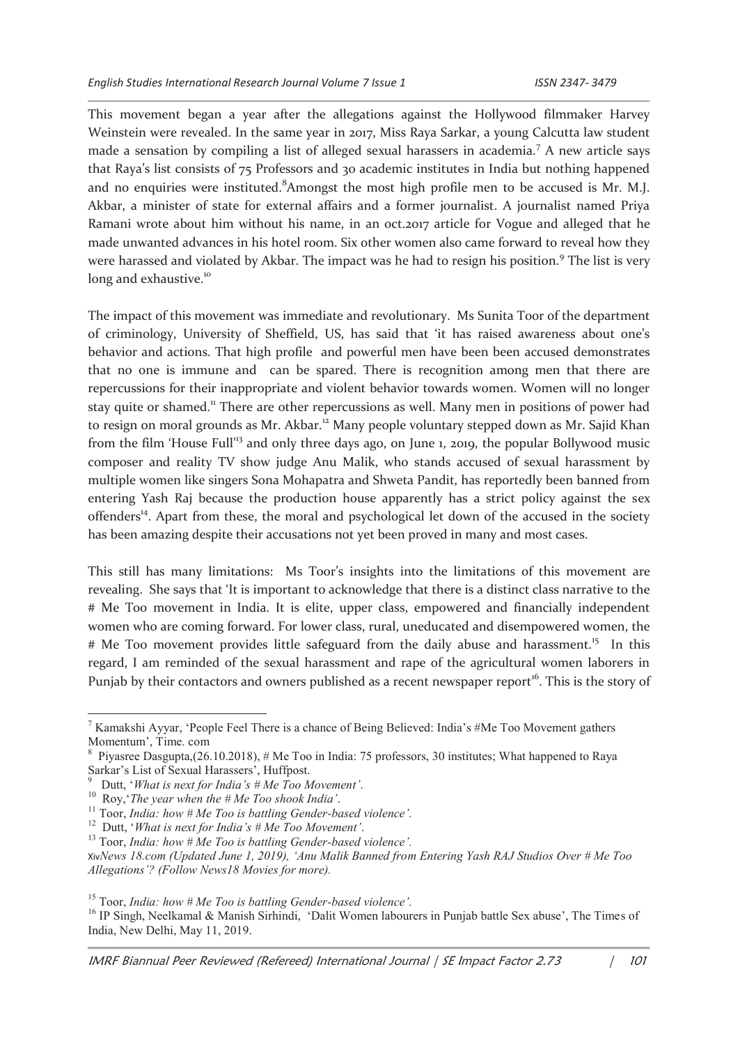This movement began a year after the allegations against the Hollywood filmmaker Harvey Weinstein were revealed. In the same year in 2017, Miss Raya Sarkar, a young Calcutta law student made a sensation by compiling a list of alleged sexual harassers in academia.[7] A new article says that Raya's list consists of 75 Professors and 30 academic institutes in India but nothing happened and no enquiries were instituted.[8]Amongst the most high profile men to be accused is Mr. M.J. Akbar, a minister of state for external affairs and a former journalist. A journalist named Priya Ramani wrote about him without his name, in an oct.2017 article for Vogue and alleged that he made unwanted advances in his hotel room. Six other women also came forward to reveal how they were harassed and violated by Akbar. The impact was he had to resign his position.[9] The list is very long and exhaustive.[10]

The impact of this movement was immediate and revolutionary. Ms Sunita Toor of the department of criminology, University of Sheffield, US, has said that 'it has raised awareness about one's behavior and actions. That high profile and powerful men have been been accused demonstrates that no one is immune and can be spared. There is recognition among men that there are repercussions for their inappropriate and violent behavior towards women. Women will no longer stay quite or shamed.[11] There are other repercussions as well. Many men in positions of power had to resign on moral grounds as Mr. Akbar.[12] Many people voluntary stepped down as Mr. Sajid Khan from the film 'House Full'[13] and only three days ago, on June 1, 2019, the popular Bollywood music composer and reality TV show judge Anu Malik, who stands accused of sexual harassment by multiple women like singers Sona Mohapatra and Shweta Pandit, has reportedly been banned from entering Yash Raj because the production house apparently has a strict policy against the sex offenders[14]. Apart from these, the moral and psychological let down of the accused in the society has been amazing despite their accusations not yet been proved in many and most cases.

This still has many limitations: Ms Toor's insights into the limitations of this movement are revealing. She says that 'It is important to acknowledge that there is a distinct class narrative to the # Me Too movement in India. It is elite, upper class, empowered and financially independent women who are coming forward. For lower class, rural, uneducated and disempowered women, the # Me Too movement provides little safeguard from the daily abuse and harassment.[15] In this regard, I am reminded of the sexual harassment and rape of the agricultural women laborers in Punjab by their contactors and owners published as a recent newspaper report[16]. This is the story of

---

[7] Kamakshi Ayyar, 'People Feel There is a chance of Being Believed: India's #Me Too Movement gathers Momentum', Time. com

[8] Piyasree Dasgupta,(26.10.2018), # Me Too in India: 75 professors, 30 institutes; What happened to Raya Sarkar's List of Sexual Harassers', Huffpost.

[9] Dutt, '*What is next for India's # Me Too Movement'*.

[10] Roy,'*The year when the # Me Too shook India'*.

[11] Toor, *India: how # Me Too is battling Gender-based violence'.*

[12] Dutt, '*What is next for India's # Me Too Movement'*.

[13] Toor, *India: how # Me Too is battling Gender-based violence'.*

xiv*News 18.com (Updated June 1, 2019), 'Anu Malik Banned from Entering Yash RAJ Studios Over # Me Too Allegations'? (Follow News18 Movies for more).*

[15] Toor, *India: how # Me Too is battling Gender-based violence'.*

[16] IP Singh, Neelkamal & Manish Sirhindi, 'Dalit Women labourers in Punjab battle Sex abuse', The Times of India, New Delhi, May 11, 2019.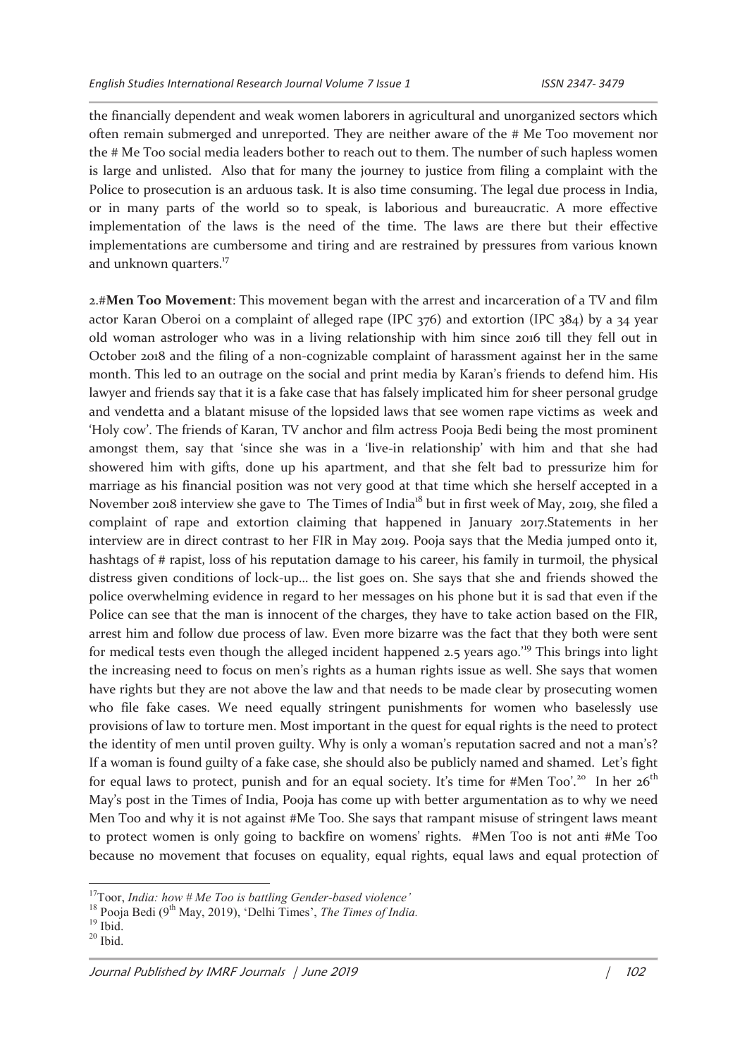the financially dependent and weak women laborers in agricultural and unorganized sectors which often remain submerged and unreported. They are neither aware of the # Me Too movement nor the # Me Too social media leaders bother to reach out to them. The number of such hapless women is large and unlisted. Also that for many the journey to justice from filing a complaint with the Police to prosecution is an arduous task. It is also time consuming. The legal due process in India, or in many parts of the world so to speak, is laborious and bureaucratic. A more effective implementation of the laws is the need of the time. The laws are there but their effective implementations are cumbersome and tiring and are restrained by pressures from various known and unknown quarters.[17]

2.#**Men Too Movement**: This movement began with the arrest and incarceration of a TV and film actor Karan Oberoi on a complaint of alleged rape (IPC 376) and extortion (IPC 384) by a 34 year old woman astrologer who was in a living relationship with him since 2016 till they fell out in October 2018 and the filing of a non-cognizable complaint of harassment against her in the same month. This led to an outrage on the social and print media by Karan's friends to defend him. His lawyer and friends say that it is a fake case that has falsely implicated him for sheer personal grudge and vendetta and a blatant misuse of the lopsided laws that see women rape victims as week and 'Holy cow'. The friends of Karan, TV anchor and film actress Pooja Bedi being the most prominent amongst them, say that 'since she was in a 'live-in relationship' with him and that she had showered him with gifts, done up his apartment, and that she felt bad to pressurize him for marriage as his financial position was not very good at that time which she herself accepted in a November 2018 interview she gave to The Times of India[18] but in first week of May, 2019, she filed a complaint of rape and extortion claiming that happened in January 2017.Statements in her interview are in direct contrast to her FIR in May 2019. Pooja says that the Media jumped onto it, hashtags of # rapist, loss of his reputation damage to his career, his family in turmoil, the physical distress given conditions of lock-up... the list goes on. She says that she and friends showed the police overwhelming evidence in regard to her messages on his phone but it is sad that even if the Police can see that the man is innocent of the charges, they have to take action based on the FIR, arrest him and follow due process of law. Even more bizarre was the fact that they both were sent for medical tests even though the alleged incident happened 2.5 years ago.'[19] This brings into light the increasing need to focus on men's rights as a human rights issue as well. She says that women have rights but they are not above the law and that needs to be made clear by prosecuting women who file fake cases. We need equally stringent punishments for women who baselessly use provisions of law to torture men. Most important in the quest for equal rights is the need to protect the identity of men until proven guilty. Why is only a woman's reputation sacred and not a man's? If a woman is found guilty of a fake case, she should also be publicly named and shamed. Let's fight for equal laws to protect, punish and for an equal society. It's time for #Men Too'.[20] In her 26th May's post in the Times of India, Pooja has come up with better argumentation as to why we need Men Too and why it is not against #Me Too. She says that rampant misuse of stringent laws meant to protect women is only going to backfire on womens' rights. #Men Too is not anti #Me Too because no movement that focuses on equality, equal rights, equal laws and equal protection of

---

[17] Toor, *India: how # Me Too is battling Gender-based violence'*

[18] Pooja Bedi (9th May, 2019), 'Delhi Times', *The Times of India.*

[19] Ibid.

[20] Ibid.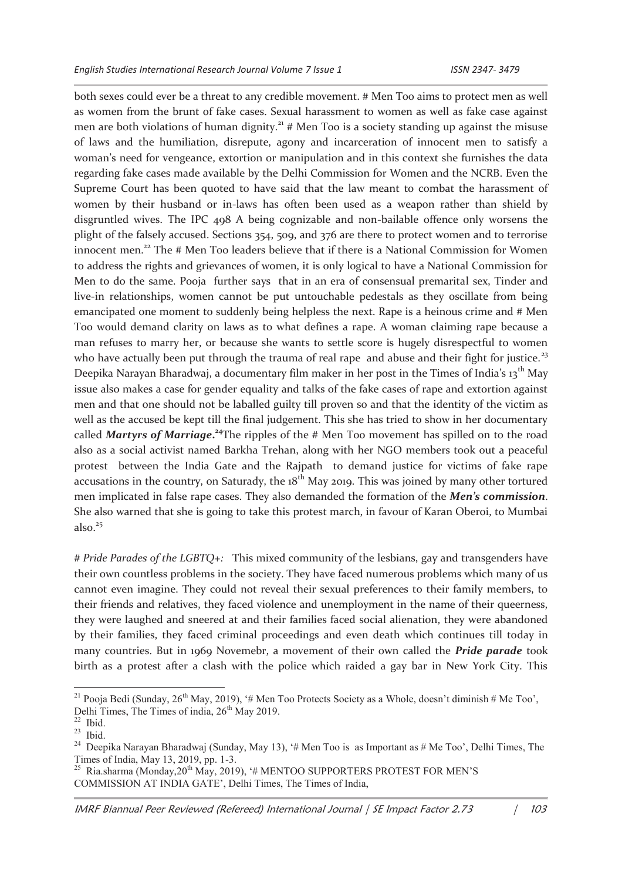both sexes could ever be a threat to any credible movement. # Men Too aims to protect men as well as women from the brunt of fake cases. Sexual harassment to women as well as fake case against men are both violations of human dignity.[21] # Men Too is a society standing up against the misuse of laws and the humiliation, disrepute, agony and incarceration of innocent men to satisfy a woman's need for vengeance, extortion or manipulation and in this context she furnishes the data regarding fake cases made available by the Delhi Commission for Women and the NCRB. Even the Supreme Court has been quoted to have said that the law meant to combat the harassment of women by their husband or in-laws has often been used as a weapon rather than shield by disgruntled wives. The IPC 498 A being cognizable and non-bailable offence only worsens the plight of the falsely accused. Sections 354, 509, and 376 are there to protect women and to terrorise innocent men.[22] The # Men Too leaders believe that if there is a National Commission for Women to address the rights and grievances of women, it is only logical to have a National Commission for Men to do the same. Pooja further says that in an era of consensual premarital sex, Tinder and live-in relationships, women cannot be put untouchable pedestals as they oscillate from being emancipated one moment to suddenly being helpless the next. Rape is a heinous crime and # Men Too would demand clarity on laws as to what defines a rape. A woman claiming rape because a man refuses to marry her, or because she wants to settle score is hugely disrespectful to women who have actually been put through the trauma of real rape and abuse and their fight for justice.[23] Deepika Narayan Bharadwaj, a documentary film maker in her post in the Times of India's 13th May issue also makes a case for gender equality and talks of the fake cases of rape and extortion against men and that one should not be laballed guilty till proven so and that the identity of the victim as well as the accused be kept till the final judgement. This she has tried to show in her documentary called ***Martyrs of Marriage***.[24] The ripples of the # Men Too movement has spilled on to the road also as a social activist named Barkha Trehan, along with her NGO members took out a peaceful protest between the India Gate and the Rajpath to demand justice for victims of fake rape accusations in the country, on Saturday, the 18th May 2019. This was joined by many other tortured men implicated in false rape cases. They also demanded the formation of the ***Men's commission***. She also warned that she is going to take this protest march, in favour of Karan Oberoi, to Mumbai also.[25]

*# Pride Parades of the LGBTQ+:* This mixed community of the lesbians, gay and transgenders have their own countless problems in the society. They have faced numerous problems which many of us cannot even imagine. They could not reveal their sexual preferences to their family members, to their friends and relatives, they faced violence and unemployment in the name of their queerness, they were laughed and sneered at and their families faced social alienation, they were abandoned by their families, they faced criminal proceedings and even death which continues till today in many countries. But in 1969 Novemebr, a movement of their own called the ***Pride parade*** took birth as a protest after a clash with the police which raided a gay bar in New York City. This

---

[21] Pooja Bedi (Sunday, 26th May, 2019), '# Men Too Protects Society as a Whole, doesn't diminish # Me Too', Delhi Times, The Times of india, 26th May 2019.

[22] Ibid.

[23] Ibid.

[24] Deepika Narayan Bharadwaj (Sunday, May 13), '# Men Too is as Important as # Me Too', Delhi Times, The Times of India, May 13, 2019, pp. 1-3.

[25] Ria.sharma (Monday,20th May, 2019), '# MENTOO SUPPORTERS PROTEST FOR MEN'S COMMISSION AT INDIA GATE', Delhi Times, The Times of India,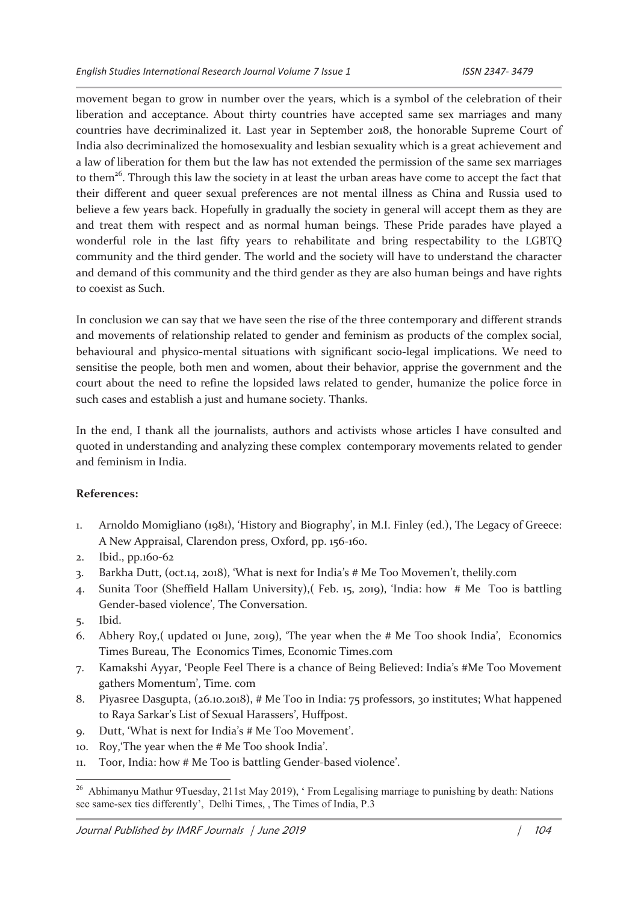movement began to grow in number over the years, which is a symbol of the celebration of their liberation and acceptance. About thirty countries have accepted same sex marriages and many countries have decriminalized it. Last year in September 2018, the honorable Supreme Court of India also decriminalized the homosexuality and lesbian sexuality which is a great achievement and a law of liberation for them but the law has not extended the permission of the same sex marriages to them[26]. Through this law the society in at least the urban areas have come to accept the fact that their different and queer sexual preferences are not mental illness as China and Russia used to believe a few years back. Hopefully in gradually the society in general will accept them as they are and treat them with respect and as normal human beings. These Pride parades have played a wonderful role in the last fifty years to rehabilitate and bring respectability to the LGBTQ community and the third gender. The world and the society will have to understand the character and demand of this community and the third gender as they are also human beings and have rights to coexist as Such.

In conclusion we can say that we have seen the rise of the three contemporary and different strands and movements of relationship related to gender and feminism as products of the complex social, behavioural and physico-mental situations with significant socio-legal implications. We need to sensitise the people, both men and women, about their behavior, apprise the government and the court about the need to refine the lopsided laws related to gender, humanize the police force in such cases and establish a just and humane society. Thanks.

In the end, I thank all the journalists, authors and activists whose articles I have consulted and quoted in understanding and analyzing these complex contemporary movements related to gender and feminism in India.

**References:**

1. Arnoldo Momigliano (1981), 'History and Biography', in M.I. Finley (ed.), The Legacy of Greece: A New Appraisal, Clarendon press, Oxford, pp. 156-160.
2. Ibid., pp.160-62
3. Barkha Dutt, (oct.14, 2018), 'What is next for India's # Me Too Movemen't, thelily.com
4. Sunita Toor (Sheffield Hallam University),( Feb. 15, 2019), 'India: how # Me Too is battling Gender-based violence', The Conversation.
5. Ibid.
6. Abhery Roy,( updated 01 June, 2019), 'The year when the # Me Too shook India', Economics Times Bureau, The Economics Times, Economic Times.com
7. Kamakshi Ayyar, 'People Feel There is a chance of Being Believed: India's #Me Too Movement gathers Momentum', Time. com
8. Piyasree Dasgupta, (26.10.2018), # Me Too in India: 75 professors, 30 institutes; What happened to Raya Sarkar's List of Sexual Harassers', Huffpost.
9. Dutt, 'What is next for India's # Me Too Movement'.
10. Roy,'The year when the # Me Too shook India'.
11. Toor, India: how # Me Too is battling Gender-based violence'.

[26] Abhimanyu Mathur 9Tuesday, 211st May 2019), ' From Legalising marriage to punishing by death: Nations see same-sex ties differently', Delhi Times, , The Times of India, P.3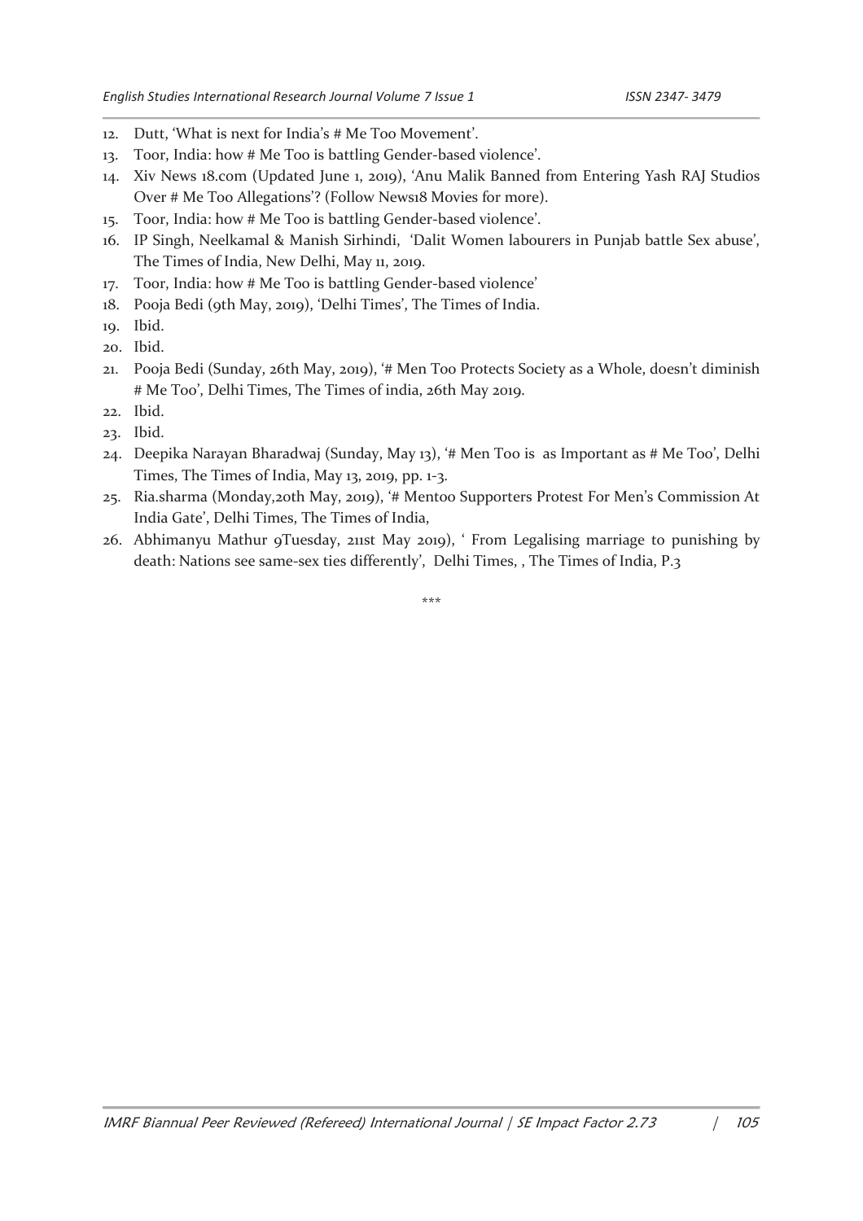12. Dutt, 'What is next for India's # Me Too Movement'.
13. Toor, India: how # Me Too is battling Gender-based violence'.
14. Xiv News 18.com (Updated June 1, 2019), 'Anu Malik Banned from Entering Yash RAJ Studios Over # Me Too Allegations'? (Follow News18 Movies for more).
15. Toor, India: how # Me Too is battling Gender-based violence'.
16. IP Singh, Neelkamal & Manish Sirhindi, 'Dalit Women labourers in Punjab battle Sex abuse', The Times of India, New Delhi, May 11, 2019.
17. Toor, India: how # Me Too is battling Gender-based violence'
18. Pooja Bedi (9th May, 2019), 'Delhi Times', The Times of India.
19. Ibid.
20. Ibid.
21. Pooja Bedi (Sunday, 26th May, 2019), '# Men Too Protects Society as a Whole, doesn't diminish # Me Too', Delhi Times, The Times of india, 26th May 2019.
22. Ibid.
23. Ibid.
24. Deepika Narayan Bharadwaj (Sunday, May 13), '# Men Too is as Important as # Me Too', Delhi Times, The Times of India, May 13, 2019, pp. 1-3.
25. Ria.sharma (Monday,20th May, 2019), '# Mentoo Supporters Protest For Men's Commission At India Gate', Delhi Times, The Times of India,
26. Abhimanyu Mathur 9Tuesday, 211st May 2019), ' From Legalising marriage to punishing by death: Nations see same-sex ties differently', Delhi Times, , The Times of India, P.3

***